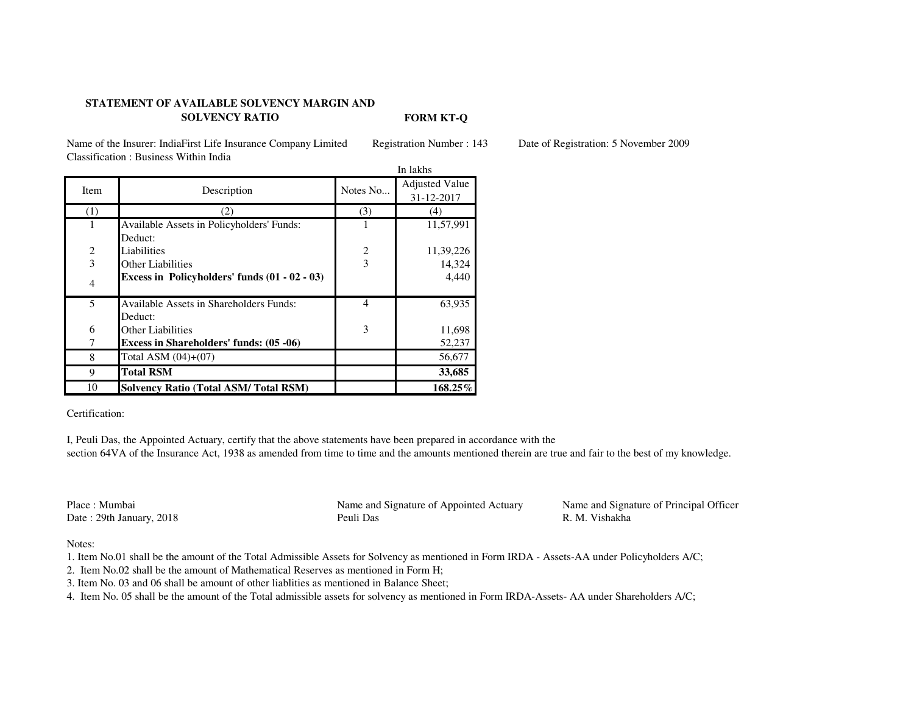**STATEMENT OF AVAILABLE SOLVENCY MARGIN AND SOLVENCY RATIO**

**FORM KT-Q**

Name of the Insurer: IndiaFirst Life Insurance Company Limited    Registration Number : 143    Date of Registration: 5 November 2009

Classification : Business Within India

In lakhs

| Item | Description | Notes No... | Adjusted Value 31-12-2017 |
|---|---|---|---|
| (1) | (2) | (3) | (4) |
| 1 | Available Assets in Policyholders' Funds: | 1 | 11,57,991 |
| | Deduct: | | |
| 2 | Liabilities | 2 | 11,39,226 |
| 3 | Other Liabilities | 3 | 14,324 |
| 4 | **Excess in Policyholders' funds (01 - 02 - 03)** | | 4,440 |
| 5 | Available Assets in Shareholders Funds: | 4 | 63,935 |
| | Deduct: | | |
| 6 | Other Liabilities | 3 | 11,698 |
| 7 | **Excess in Shareholders' funds: (05 -06)** | | 52,237 |
| 8 | Total ASM (04)+(07) | | 56,677 |
| 9 | **Total RSM** | | **33,685** |
| 10 | **Solvency Ratio (Total ASM/ Total RSM)** | | **168.25%** |

Certification:

I, Peuli Das, the Appointed Actuary, certify that the above statements have been prepared in accordance with the section 64VA of the Insurance Act, 1938 as amended from time to time and the amounts mentioned therein are true and fair to the best of my knowledge.

Place : Mumbai
Date : 29th January, 2018

Name and Signature of Appointed Actuary
Peuli Das

Name and Signature of Principal Officer
R. M. Vishakha

Notes:

1. Item No.01 shall be the amount of the Total Admissible Assets for Solvency as mentioned in Form IRDA - Assets-AA under Policyholders A/C;
2. Item No.02 shall be the amount of Mathematical Reserves as mentioned in Form H;
3. Item No. 03 and 06 shall be amount of other liablities as mentioned in Balance Sheet;
4. Item No. 05 shall be the amount of the Total admissible assets for solvency as mentioned in Form IRDA-Assets- AA under Shareholders A/C;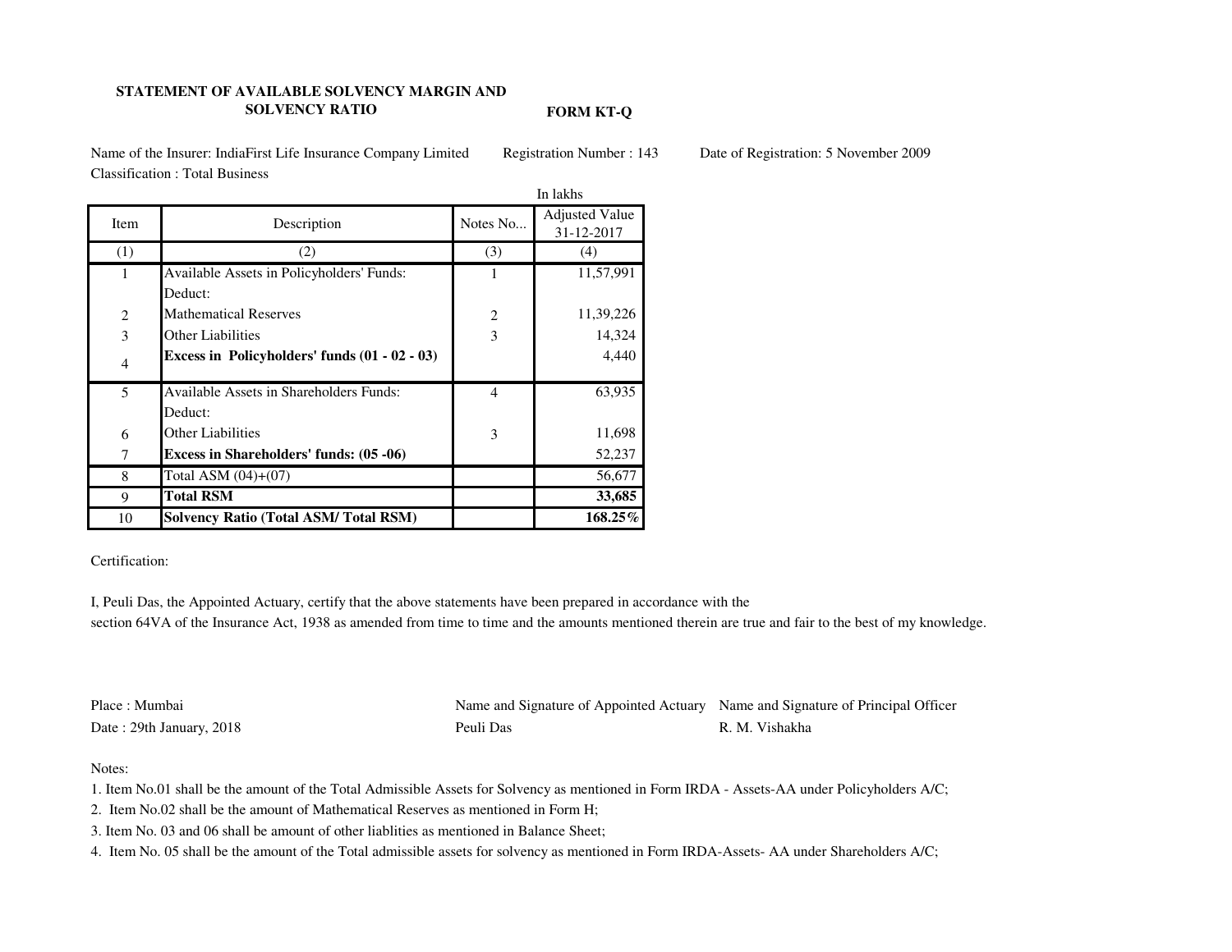### STATEMENT OF AVAILABLE SOLVENCY MARGIN AND SOLVENCY RATIO

**FORM KT-Q**

Name of the Insurer: IndiaFirst Life Insurance Company Limited Registration Number : 143 Date of Registration: 5 November 2009

Classification : Total Business

In lakhs

| Item | Description | Notes No... | Adjusted Value 31-12-2017 |
|---|---|---|---|
| (1) | (2) | (3) | (4) |
| 1 | Available Assets in Policyholders' Funds: | 1 | 11,57,991 |
| | Deduct: | | |
| 2 | Mathematical Reserves | 2 | 11,39,226 |
| 3 | Other Liabilities | 3 | 14,324 |
| 4 | **Excess in Policyholders' funds (01 - 02 - 03)** | | 4,440 |
| 5 | Available Assets in Shareholders Funds: | 4 | 63,935 |
| | Deduct: | | |
| 6 | Other Liabilities | 3 | 11,698 |
| 7 | **Excess in Shareholders' funds: (05 -06)** | | 52,237 |
| 8 | Total ASM (04)+(07) | | 56,677 |
| 9 | **Total RSM** | | **33,685** |
| 10 | **Solvency Ratio (Total ASM/ Total RSM)** | | **168.25%** |

Certification:

I, Peuli Das, the Appointed Actuary, certify that the above statements have been prepared in accordance with the section 64VA of the Insurance Act, 1938 as amended from time to time and the amounts mentioned therein are true and fair to the best of my knowledge.

Place : Mumbai
Date : 29th January, 2018

Name and Signature of Appointed Actuary
Peuli Das

Name and Signature of Principal Officer
R. M. Vishakha

Notes:

1. Item No.01 shall be the amount of the Total Admissible Assets for Solvency as mentioned in Form IRDA - Assets-AA under Policyholders A/C;
2. Item No.02 shall be the amount of Mathematical Reserves as mentioned in Form H;
3. Item No. 03 and 06 shall be amount of other liablities as mentioned in Balance Sheet;
4. Item No. 05 shall be the amount of the Total admissible assets for solvency as mentioned in Form IRDA-Assets- AA under Shareholders A/C;